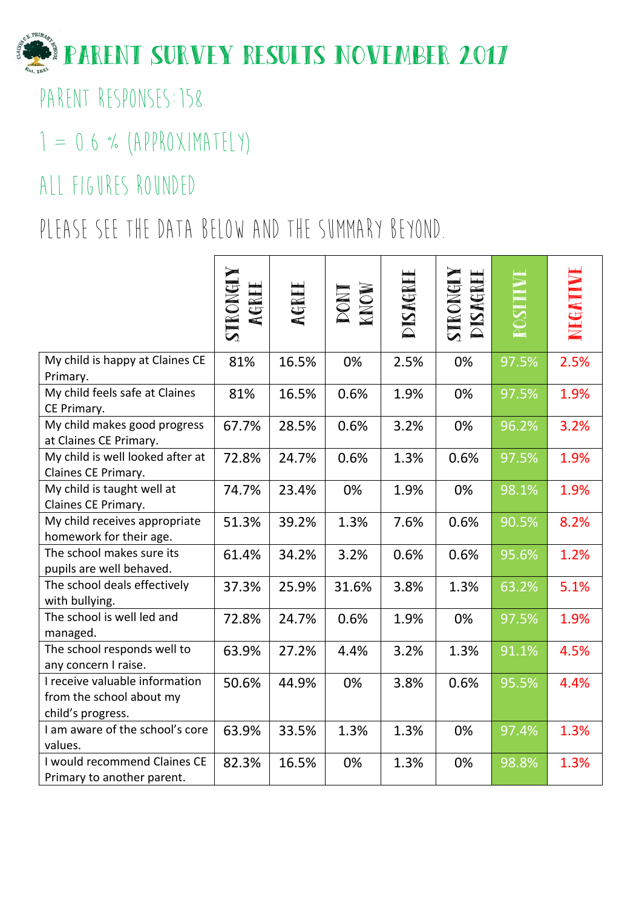# PARENT SURVEY RESULTS NOVEMBER 2017

PARENT RESPONSES: 158

1 = 0.6 % (APPROXIMATELY)

ALL FIGURES ROUNDED

PLEASE SEE THE DATA BELOW AND THE SUMMARY BEYOND.

| | STRONGLY AGREE | AGREE | DONT KNOW | DISAGREE | STRONGLY DISAGREE | POSITIVE | NEGATIVE |
|---|---|---|---|---|---|---|---|
| My child is happy at Claines CE Primary. | 81% | 16.5% | 0% | 2.5% | 0% | 97.5% | 2.5% |
| My child feels safe at Claines CE Primary. | 81% | 16.5% | 0.6% | 1.9% | 0% | 97.5% | 1.9% |
| My child makes good progress at Claines CE Primary. | 67.7% | 28.5% | 0.6% | 3.2% | 0% | 96.2% | 3.2% |
| My child is well looked after at Claines CE Primary. | 72.8% | 24.7% | 0.6% | 1.3% | 0.6% | 97.5% | 1.9% |
| My child is taught well at Claines CE Primary. | 74.7% | 23.4% | 0% | 1.9% | 0% | 98.1% | 1.9% |
| My child receives appropriate homework for their age. | 51.3% | 39.2% | 1.3% | 7.6% | 0.6% | 90.5% | 8.2% |
| The school makes sure its pupils are well behaved. | 61.4% | 34.2% | 3.2% | 0.6% | 0.6% | 95.6% | 1.2% |
| The school deals effectively with bullying. | 37.3% | 25.9% | 31.6% | 3.8% | 1.3% | 63.2% | 5.1% |
| The school is well led and managed. | 72.8% | 24.7% | 0.6% | 1.9% | 0% | 97.5% | 1.9% |
| The school responds well to any concern I raise. | 63.9% | 27.2% | 4.4% | 3.2% | 1.3% | 91.1% | 4.5% |
| I receive valuable information from the school about my child's progress. | 50.6% | 44.9% | 0% | 3.8% | 0.6% | 95.5% | 4.4% |
| I am aware of the school's core values. | 63.9% | 33.5% | 1.3% | 1.3% | 0% | 97.4% | 1.3% |
| I would recommend Claines CE Primary to another parent. | 82.3% | 16.5% | 0% | 1.3% | 0% | 98.8% | 1.3% |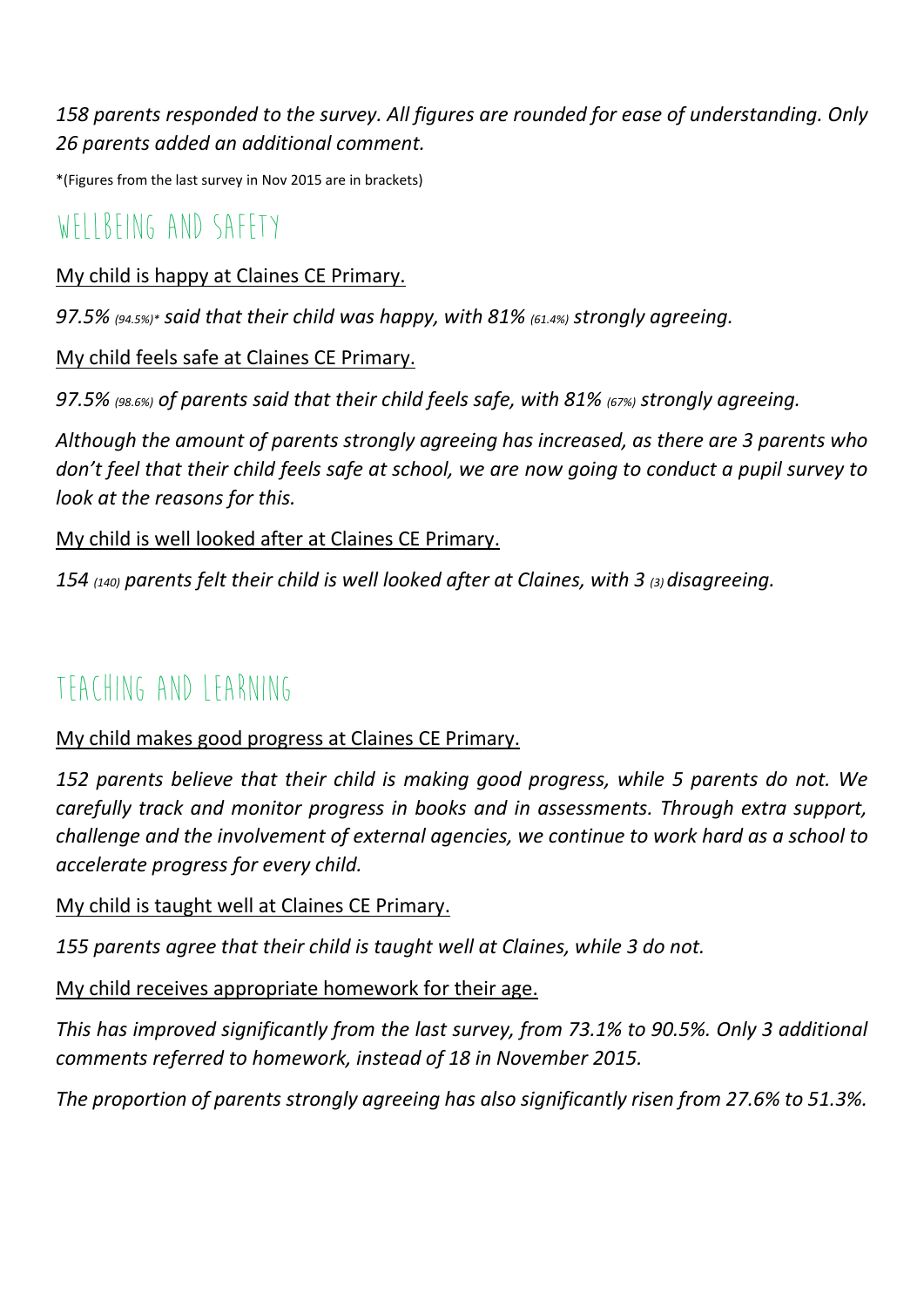*158 parents responded to the survey. All figures are rounded for ease of understanding. Only 26 parents added an additional comment.*

*(Figures from the last survey in Nov 2015 are in brackets)

## WELLBEING AND SAFETY

My child is happy at Claines CE Primary.

*97.5% (94.5%)* said that their child was happy, with 81% (61.4%) strongly agreeing.*

My child feels safe at Claines CE Primary.

*97.5% (98.6%) of parents said that their child feels safe, with 81% (67%) strongly agreeing.*

*Although the amount of parents strongly agreeing has increased, as there are 3 parents who don't feel that their child feels safe at school, we are now going to conduct a pupil survey to look at the reasons for this.*

My child is well looked after at Claines CE Primary.

*154 (140) parents felt their child is well looked after at Claines, with 3 (3) disagreeing.*

## TEACHING AND LEARNING

My child makes good progress at Claines CE Primary.

*152 parents believe that their child is making good progress, while 5 parents do not. We carefully track and monitor progress in books and in assessments. Through extra support, challenge and the involvement of external agencies, we continue to work hard as a school to accelerate progress for every child.*

My child is taught well at Claines CE Primary.

*155 parents agree that their child is taught well at Claines, while 3 do not.*

My child receives appropriate homework for their age.

*This has improved significantly from the last survey, from 73.1% to 90.5%. Only 3 additional comments referred to homework, instead of 18 in November 2015.*

*The proportion of parents strongly agreeing has also significantly risen from 27.6% to 51.3%.*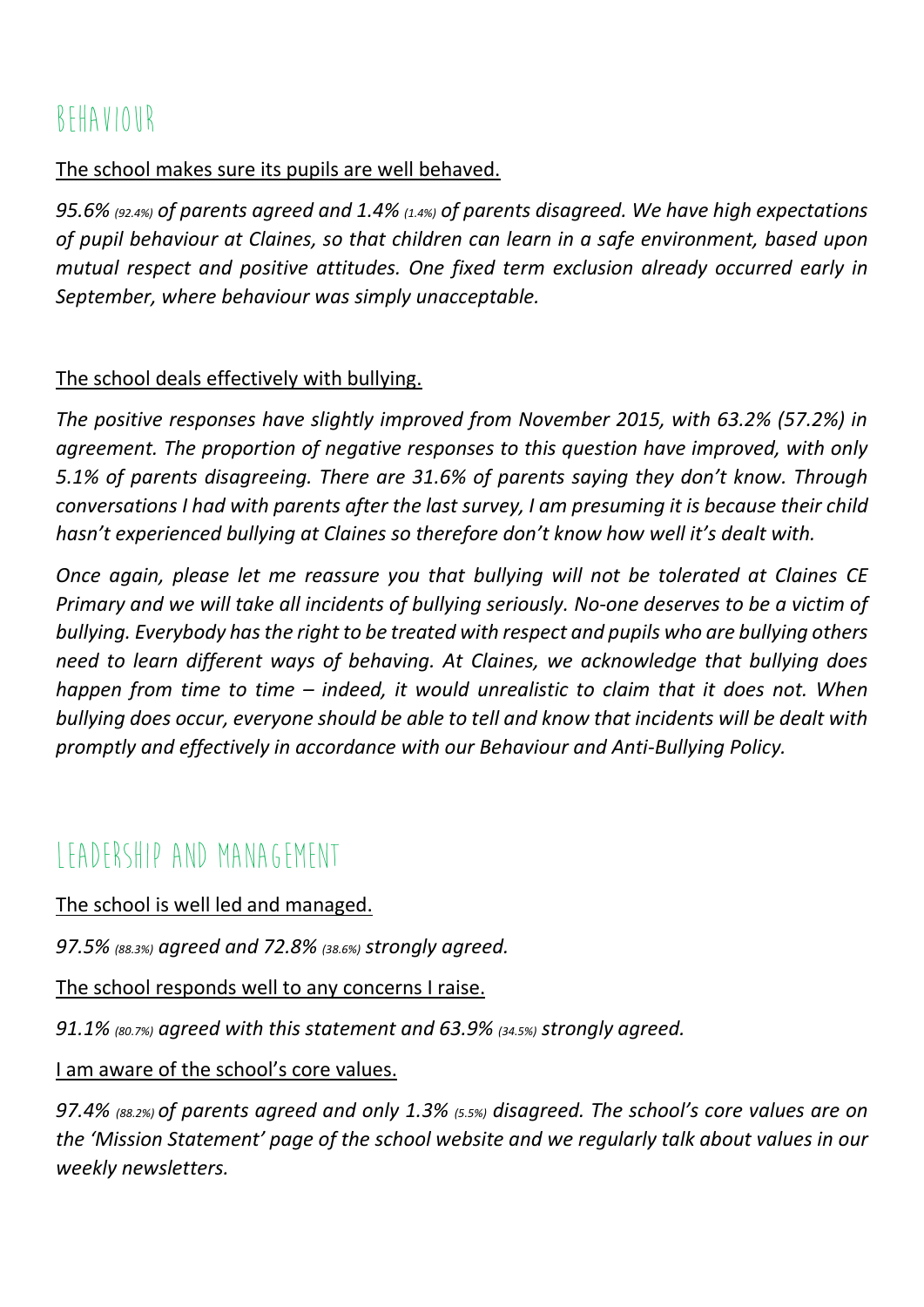# BEHAVIOUR

The school makes sure its pupils are well behaved.

*95.6% (92.4%) of parents agreed and 1.4% (1.4%) of parents disagreed. We have high expectations of pupil behaviour at Claines, so that children can learn in a safe environment, based upon mutual respect and positive attitudes. One fixed term exclusion already occurred early in September, where behaviour was simply unacceptable.*

The school deals effectively with bullying.

*The positive responses have slightly improved from November 2015, with 63.2% (57.2%) in agreement. The proportion of negative responses to this question have improved, with only 5.1% of parents disagreeing. There are 31.6% of parents saying they don't know. Through conversations I had with parents after the last survey, I am presuming it is because their child hasn't experienced bullying at Claines so therefore don't know how well it's dealt with.*

*Once again, please let me reassure you that bullying will not be tolerated at Claines CE Primary and we will take all incidents of bullying seriously. No-one deserves to be a victim of bullying. Everybody has the right to be treated with respect and pupils who are bullying others need to learn different ways of behaving. At Claines, we acknowledge that bullying does happen from time to time – indeed, it would unrealistic to claim that it does not. When bullying does occur, everyone should be able to tell and know that incidents will be dealt with promptly and effectively in accordance with our Behaviour and Anti-Bullying Policy.*

# LEADERSHIP AND MANAGEMENT

The school is well led and managed.

*97.5% (88.3%) agreed and 72.8% (38.6%) strongly agreed.*

The school responds well to any concerns I raise.

*91.1% (80.7%) agreed with this statement and 63.9% (34.5%) strongly agreed.*

I am aware of the school's core values.

*97.4% (88.2%) of parents agreed and only 1.3% (5.5%) disagreed. The school's core values are on the 'Mission Statement' page of the school website and we regularly talk about values in our weekly newsletters.*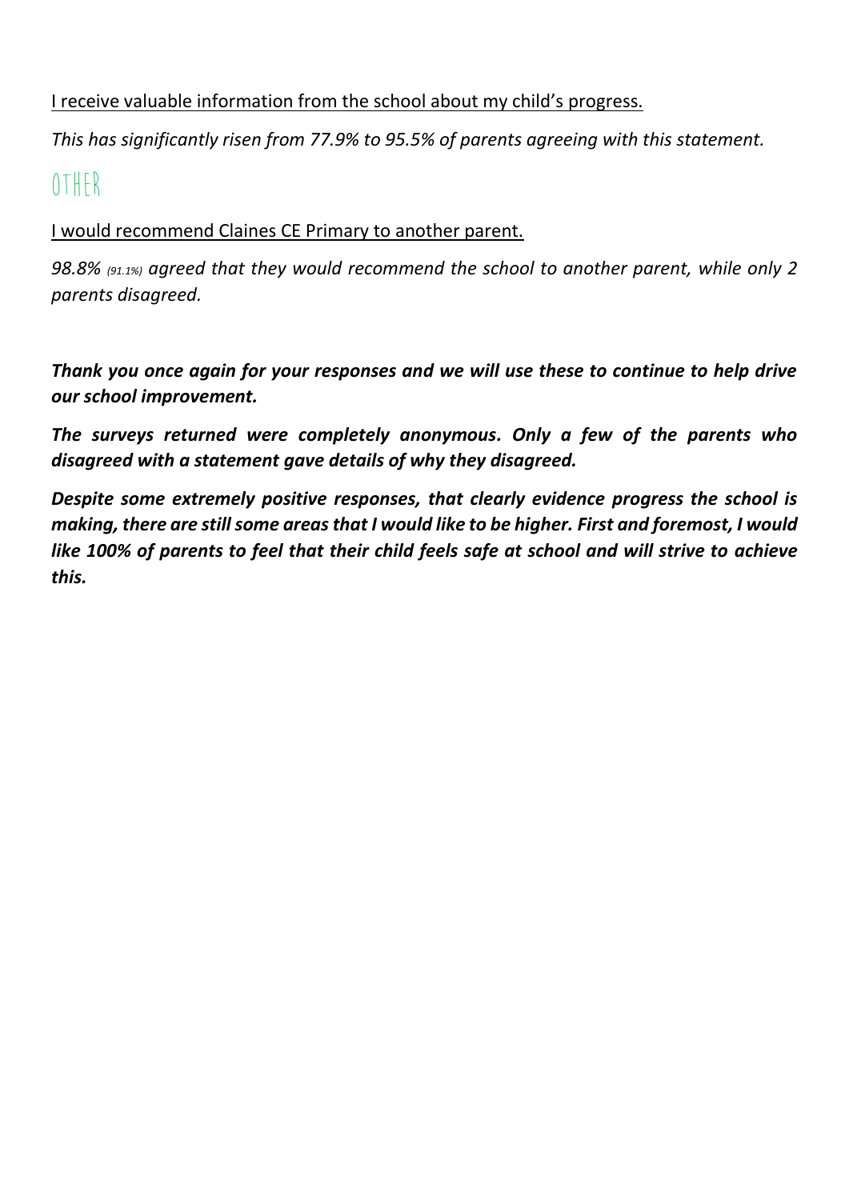<u>I receive valuable information from the school about my child's progress.</u>

*This has significantly risen from 77.9% to 95.5% of parents agreeing with this statement.*

## OTHER

<u>I would recommend Claines CE Primary to another parent.</u>

*98.8% (91.1%) agreed that they would recommend the school to another parent, while only 2 parents disagreed.*

***Thank you once again for your responses and we will use these to continue to help drive our school improvement.***

***The surveys returned were completely anonymous. Only a few of the parents who disagreed with a statement gave details of why they disagreed.***

***Despite some extremely positive responses, that clearly evidence progress the school is making, there are still some areas that I would like to be higher. First and foremost, I would like 100% of parents to feel that their child feels safe at school and will strive to achieve this.***